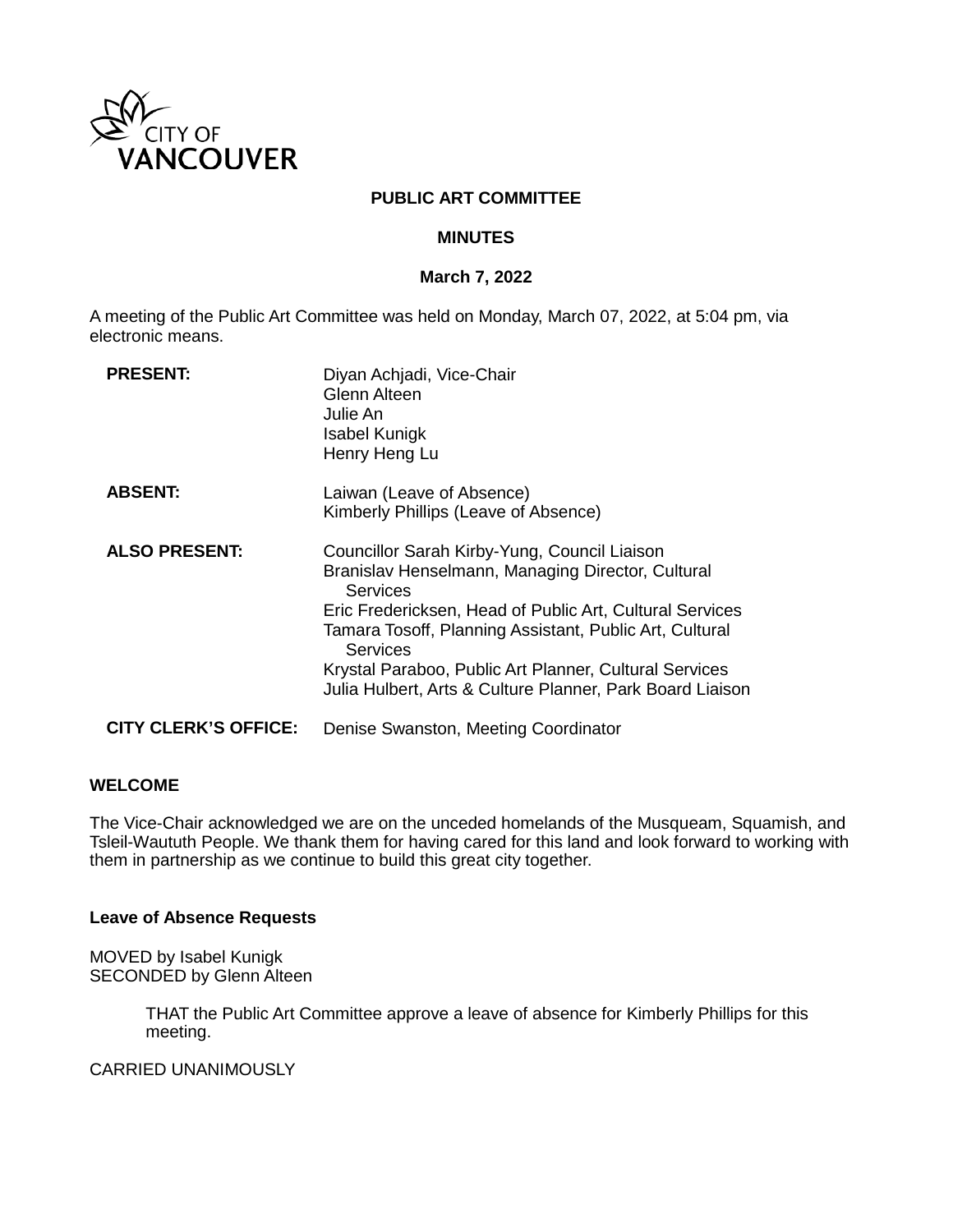CITY OF VANCOUVER

**PUBLIC ART COMMITTEE**

**MINUTES**

**March 7, 2022**

A meeting of the Public Art Committee was held on Monday, March 07, 2022, at 5:04 pm, via electronic means.

| | |
|---|---|
| **PRESENT:** | Diyan Achjadi, Vice-Chair<br>Glenn Alteen<br>Julie An<br>Isabel Kunigk<br>Henry Heng Lu |
| **ABSENT:** | Laiwan (Leave of Absence)<br>Kimberly Phillips (Leave of Absence) |
| **ALSO PRESENT:** | Councillor Sarah Kirby-Yung, Council Liaison<br>Branislav Henselmann, Managing Director, Cultural Services<br>Eric Fredericksen, Head of Public Art, Cultural Services<br>Tamara Tosoff, Planning Assistant, Public Art, Cultural Services<br>Krystal Paraboo, Public Art Planner, Cultural Services<br>Julia Hulbert, Arts & Culture Planner, Park Board Liaison |
| **CITY CLERK'S OFFICE:** | Denise Swanston, Meeting Coordinator |

**WELCOME**

The Vice-Chair acknowledged we are on the unceded homelands of the Musqueam, Squamish, and Tsleil-Waututh People. We thank them for having cared for this land and look forward to working with them in partnership as we continue to build this great city together.

**Leave of Absence Requests**

MOVED by Isabel Kunigk
SECONDED by Glenn Alteen

> THAT the Public Art Committee approve a leave of absence for Kimberly Phillips for this meeting.

CARRIED UNANIMOUSLY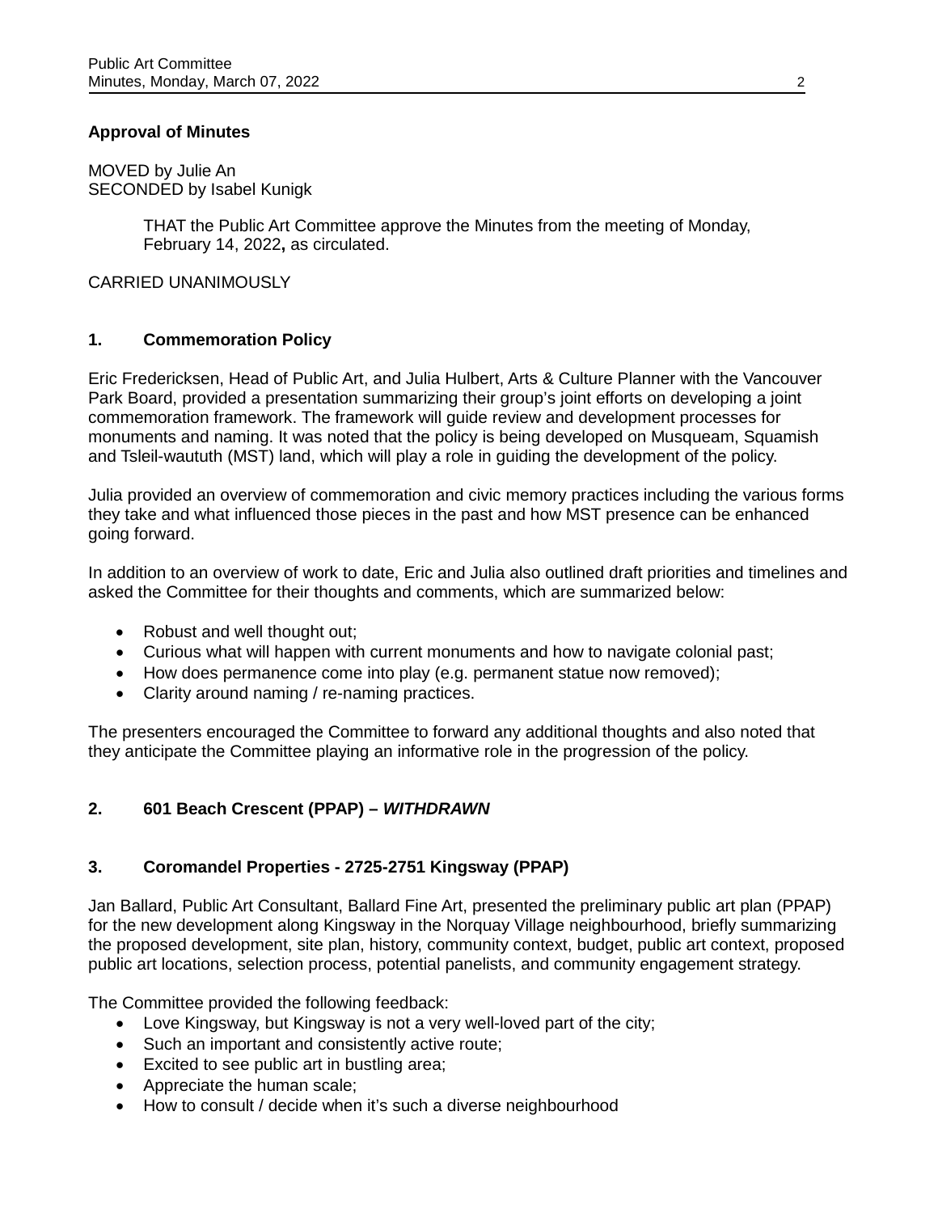**Approval of Minutes**

MOVED by Julie An
SECONDED by Isabel Kunigk

> THAT the Public Art Committee approve the Minutes from the meeting of Monday, February 14, 2022**,** as circulated.

CARRIED UNANIMOUSLY

## 1. Commemoration Policy

Eric Fredericksen, Head of Public Art, and Julia Hulbert, Arts & Culture Planner with the Vancouver Park Board, provided a presentation summarizing their group's joint efforts on developing a joint commemoration framework. The framework will guide review and development processes for monuments and naming. It was noted that the policy is being developed on Musqueam, Squamish and Tsleil-waututh (MST) land, which will play a role in guiding the development of the policy.

Julia provided an overview of commemoration and civic memory practices including the various forms they take and what influenced those pieces in the past and how MST presence can be enhanced going forward.

In addition to an overview of work to date, Eric and Julia also outlined draft priorities and timelines and asked the Committee for their thoughts and comments, which are summarized below:

- Robust and well thought out;
- Curious what will happen with current monuments and how to navigate colonial past;
- How does permanence come into play (e.g. permanent statue now removed);
- Clarity around naming / re-naming practices.

The presenters encouraged the Committee to forward any additional thoughts and also noted that they anticipate the Committee playing an informative role in the progression of the policy.

## 2. 601 Beach Crescent (PPAP) – *WITHDRAWN*

## 3. Coromandel Properties - 2725-2751 Kingsway (PPAP)

Jan Ballard, Public Art Consultant, Ballard Fine Art, presented the preliminary public art plan (PPAP) for the new development along Kingsway in the Norquay Village neighbourhood, briefly summarizing the proposed development, site plan, history, community context, budget, public art context, proposed public art locations, selection process, potential panelists, and community engagement strategy.

The Committee provided the following feedback:

- Love Kingsway, but Kingsway is not a very well-loved part of the city;
- Such an important and consistently active route;
- Excited to see public art in bustling area;
- Appreciate the human scale;
- How to consult / decide when it's such a diverse neighbourhood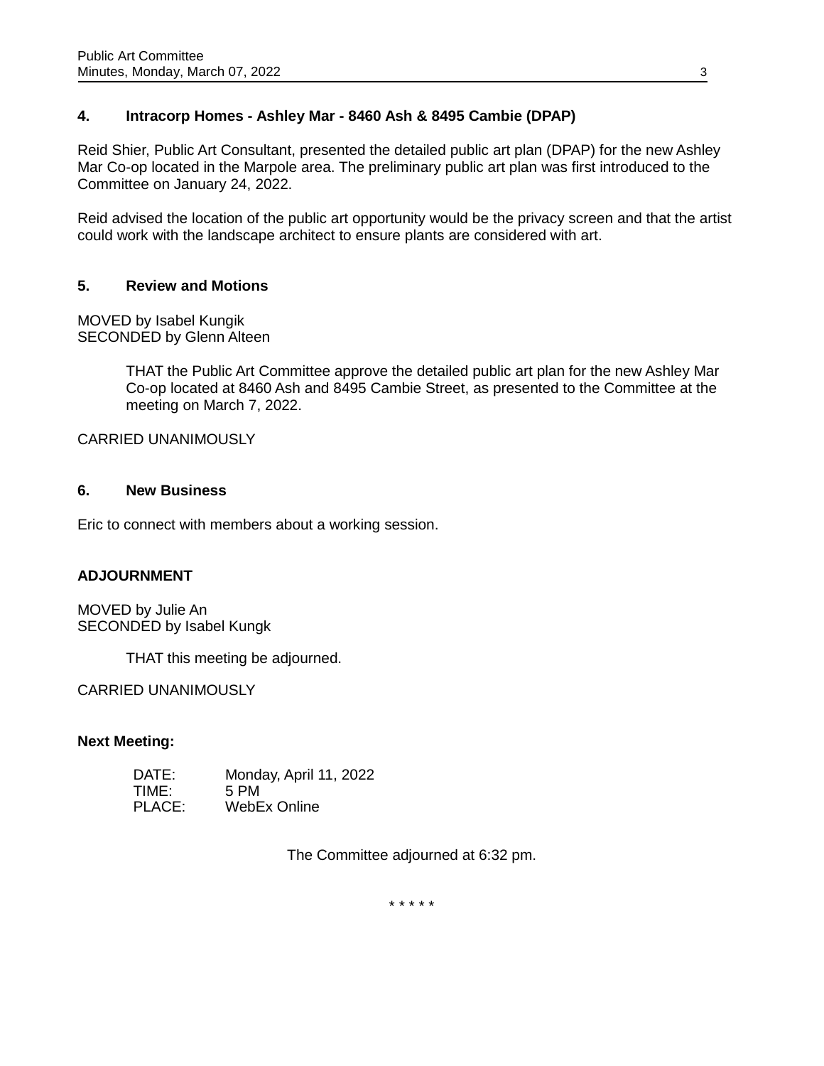### 4. Intracorp Homes - Ashley Mar - 8460 Ash & 8495 Cambie (DPAP)

Reid Shier, Public Art Consultant, presented the detailed public art plan (DPAP) for the new Ashley Mar Co-op located in the Marpole area. The preliminary public art plan was first introduced to the Committee on January 24, 2022.

Reid advised the location of the public art opportunity would be the privacy screen and that the artist could work with the landscape architect to ensure plants are considered with art.

### 5. Review and Motions

MOVED by Isabel Kungik
SECONDED by Glenn Alteen

> THAT the Public Art Committee approve the detailed public art plan for the new Ashley Mar Co-op located at 8460 Ash and 8495 Cambie Street, as presented to the Committee at the meeting on March 7, 2022.

CARRIED UNANIMOUSLY

### 6. New Business

Eric to connect with members about a working session.

### ADJOURNMENT

MOVED by Julie An
SECONDED by Isabel Kungk

> THAT this meeting be adjourned.

CARRIED UNANIMOUSLY

**Next Meeting:**

DATE: Monday, April 11, 2022
TIME: 5 PM
PLACE: WebEx Online

The Committee adjourned at 6:32 pm.

* * * * *